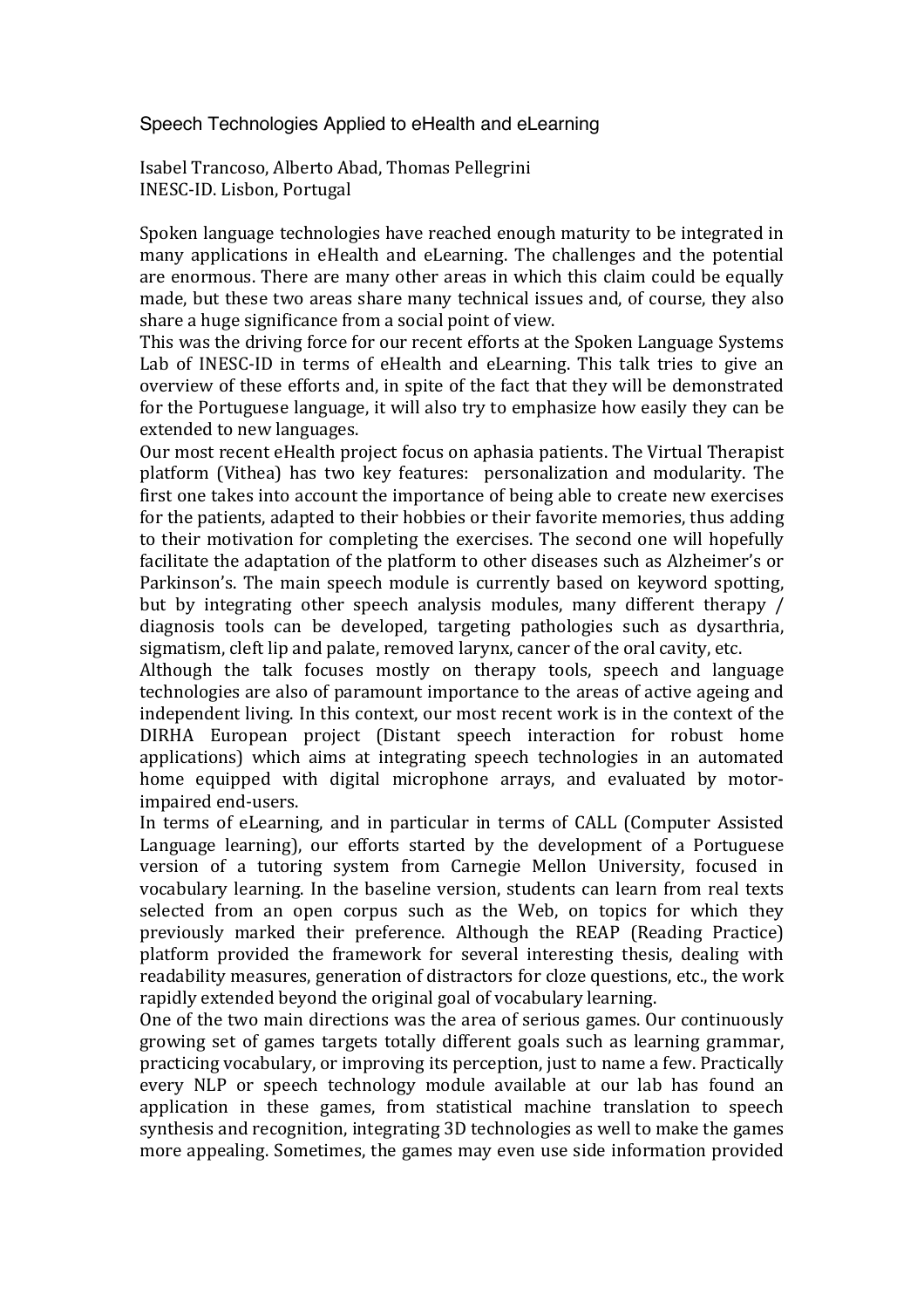# Speech Technologies Applied to eHealth and eLearning

Isabel Trancoso, Alberto Abad, Thomas Pellegrini
INESC-ID. Lisbon, Portugal

Spoken language technologies have reached enough maturity to be integrated in many applications in eHealth and eLearning. The challenges and the potential are enormous. There are many other areas in which this claim could be equally made, but these two areas share many technical issues and, of course, they also share a huge significance from a social point of view.

This was the driving force for our recent efforts at the Spoken Language Systems Lab of INESC-ID in terms of eHealth and eLearning. This talk tries to give an overview of these efforts and, in spite of the fact that they will be demonstrated for the Portuguese language, it will also try to emphasize how easily they can be extended to new languages.

Our most recent eHealth project focus on aphasia patients. The Virtual Therapist platform (Vithea) has two key features: personalization and modularity. The first one takes into account the importance of being able to create new exercises for the patients, adapted to their hobbies or their favorite memories, thus adding to their motivation for completing the exercises. The second one will hopefully facilitate the adaptation of the platform to other diseases such as Alzheimer's or Parkinson's. The main speech module is currently based on keyword spotting, but by integrating other speech analysis modules, many different therapy / diagnosis tools can be developed, targeting pathologies such as dysarthria, sigmatism, cleft lip and palate, removed larynx, cancer of the oral cavity, etc.

Although the talk focuses mostly on therapy tools, speech and language technologies are also of paramount importance to the areas of active ageing and independent living. In this context, our most recent work is in the context of the DIRHA European project (Distant speech interaction for robust home applications) which aims at integrating speech technologies in an automated home equipped with digital microphone arrays, and evaluated by motor-impaired end-users.

In terms of eLearning, and in particular in terms of CALL (Computer Assisted Language learning), our efforts started by the development of a Portuguese version of a tutoring system from Carnegie Mellon University, focused in vocabulary learning. In the baseline version, students can learn from real texts selected from an open corpus such as the Web, on topics for which they previously marked their preference. Although the REAP (Reading Practice) platform provided the framework for several interesting thesis, dealing with readability measures, generation of distractors for cloze questions, etc., the work rapidly extended beyond the original goal of vocabulary learning.

One of the two main directions was the area of serious games. Our continuously growing set of games targets totally different goals such as learning grammar, practicing vocabulary, or improving its perception, just to name a few. Practically every NLP or speech technology module available at our lab has found an application in these games, from statistical machine translation to speech synthesis and recognition, integrating 3D technologies as well to make the games more appealing. Sometimes, the games may even use side information provided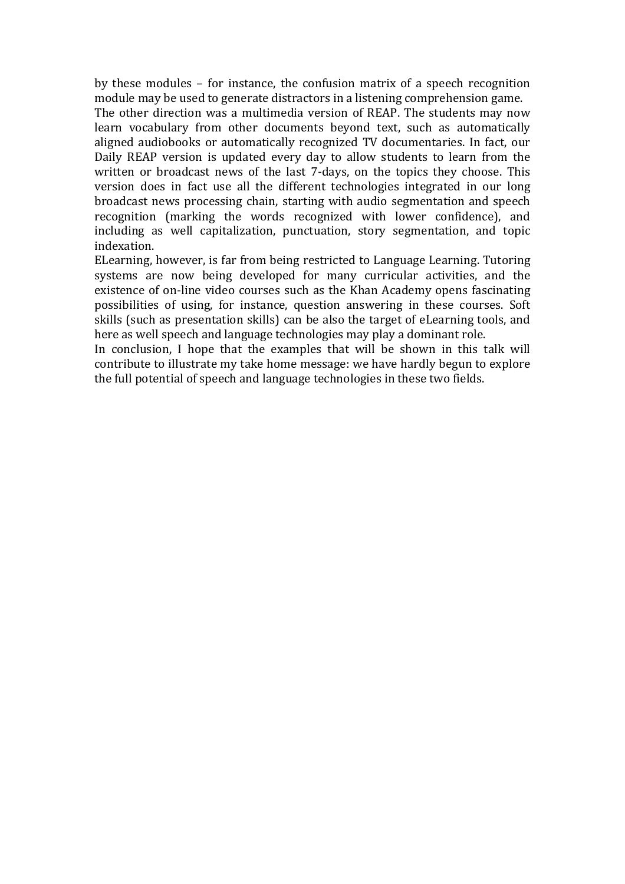by these modules – for instance, the confusion matrix of a speech recognition module may be used to generate distractors in a listening comprehension game.

The other direction was a multimedia version of REAP. The students may now learn vocabulary from other documents beyond text, such as automatically aligned audiobooks or automatically recognized TV documentaries. In fact, our Daily REAP version is updated every day to allow students to learn from the written or broadcast news of the last 7-days, on the topics they choose. This version does in fact use all the different technologies integrated in our long broadcast news processing chain, starting with audio segmentation and speech recognition (marking the words recognized with lower confidence), and including as well capitalization, punctuation, story segmentation, and topic indexation.

ELearning, however, is far from being restricted to Language Learning. Tutoring systems are now being developed for many curricular activities, and the existence of on-line video courses such as the Khan Academy opens fascinating possibilities of using, for instance, question answering in these courses. Soft skills (such as presentation skills) can be also the target of eLearning tools, and here as well speech and language technologies may play a dominant role.

In conclusion, I hope that the examples that will be shown in this talk will contribute to illustrate my take home message: we have hardly begun to explore the full potential of speech and language technologies in these two fields.